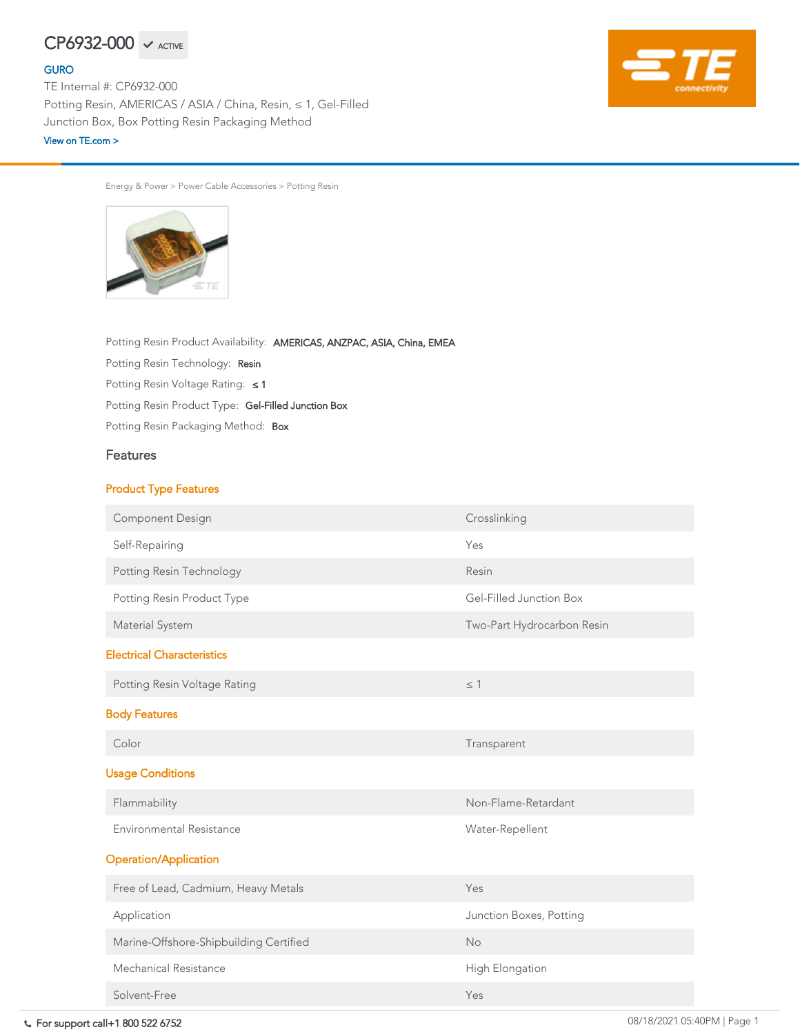# CP6932-000 ✔ ACTIVE

GURO

TE Internal #: CP6932-000

Potting Resin, AMERICAS / ASIA / China, Resin, ≤ 1, Gel-Filled Junction Box, Box Potting Resin Packaging Method

View on TE.com >

Energy & Power > Power Cable Accessories > Potting Resin

Potting Resin Product Availability: **AMERICAS, ANZPAC, ASIA, China, EMEA**

Potting Resin Technology: **Resin**

Potting Resin Voltage Rating: **≤ 1**

Potting Resin Product Type: **Gel-Filled Junction Box**

Potting Resin Packaging Method: **Box**

## Features

### Product Type Features

| | |
|---|---|
| Component Design | Crosslinking |
| Self-Repairing | Yes |
| Potting Resin Technology | Resin |
| Potting Resin Product Type | Gel-Filled Junction Box |
| Material System | Two-Part Hydrocarbon Resin |

### Electrical Characteristics

| | |
|---|---|
| Potting Resin Voltage Rating | ≤ 1 |

### Body Features

| | |
|---|---|
| Color | Transparent |

### Usage Conditions

| | |
|---|---|
| Flammability | Non-Flame-Retardant |
| Environmental Resistance | Water-Repellent |

### Operation/Application

| | |
|---|---|
| Free of Lead, Cadmium, Heavy Metals | Yes |
| Application | Junction Boxes, Potting |
| Marine-Offshore-Shipbuilding Certified | No |
| Mechanical Resistance | High Elongation |
| Solvent-Free | Yes |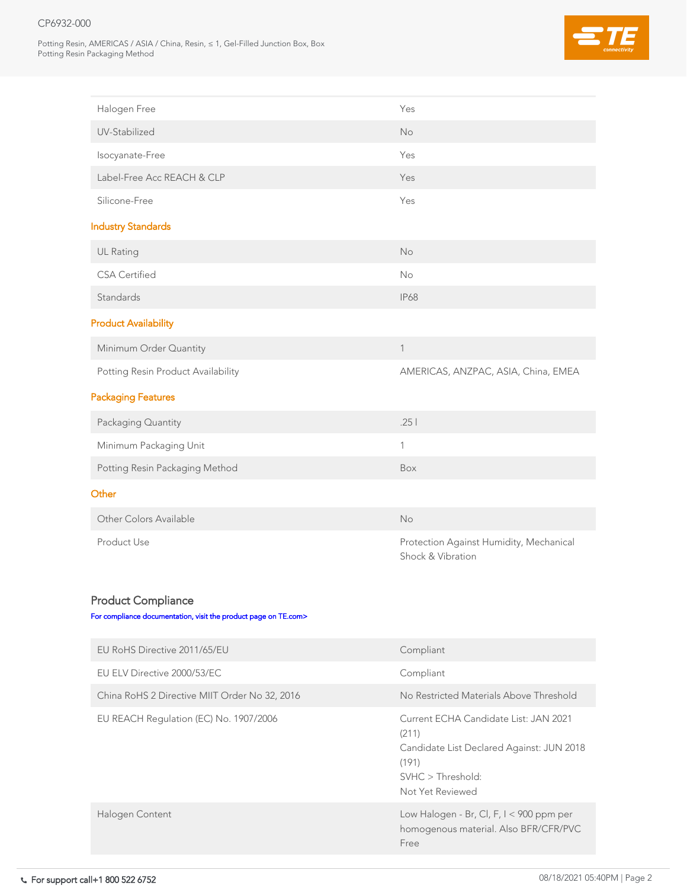| | |
|---|---|
| Halogen Free | Yes |
| UV-Stabilized | No |
| Isocyanate-Free | Yes |
| Label-Free Acc REACH & CLP | Yes |
| Silicone-Free | Yes |

### Industry Standards

| | |
|---|---|
| UL Rating | No |
| CSA Certified | No |
| Standards | IP68 |

### Product Availability

| | |
|---|---|
| Minimum Order Quantity | 1 |
| Potting Resin Product Availability | AMERICAS, ANZPAC, ASIA, China, EMEA |

### Packaging Features

| | |
|---|---|
| Packaging Quantity | .25 l |
| Minimum Packaging Unit | 1 |
| Potting Resin Packaging Method | Box |

### Other

| | |
|---|---|
| Other Colors Available | No |
| Product Use | Protection Against Humidity, Mechanical Shock & Vibration |

## Product Compliance

For compliance documentation, visit the product page on TE.com>

| | |
|---|---|
| EU RoHS Directive 2011/65/EU | Compliant |
| EU ELV Directive 2000/53/EC | Compliant |
| China RoHS 2 Directive MIIT Order No 32, 2016 | No Restricted Materials Above Threshold |
| EU REACH Regulation (EC) No. 1907/2006 | Current ECHA Candidate List: JAN 2021 (211)<br>Candidate List Declared Against: JUN 2018 (191)<br>SVHC > Threshold:<br>Not Yet Reviewed |
| Halogen Content | Low Halogen - Br, Cl, F, I < 900 ppm per homogenous material. Also BFR/CFR/PVC Free |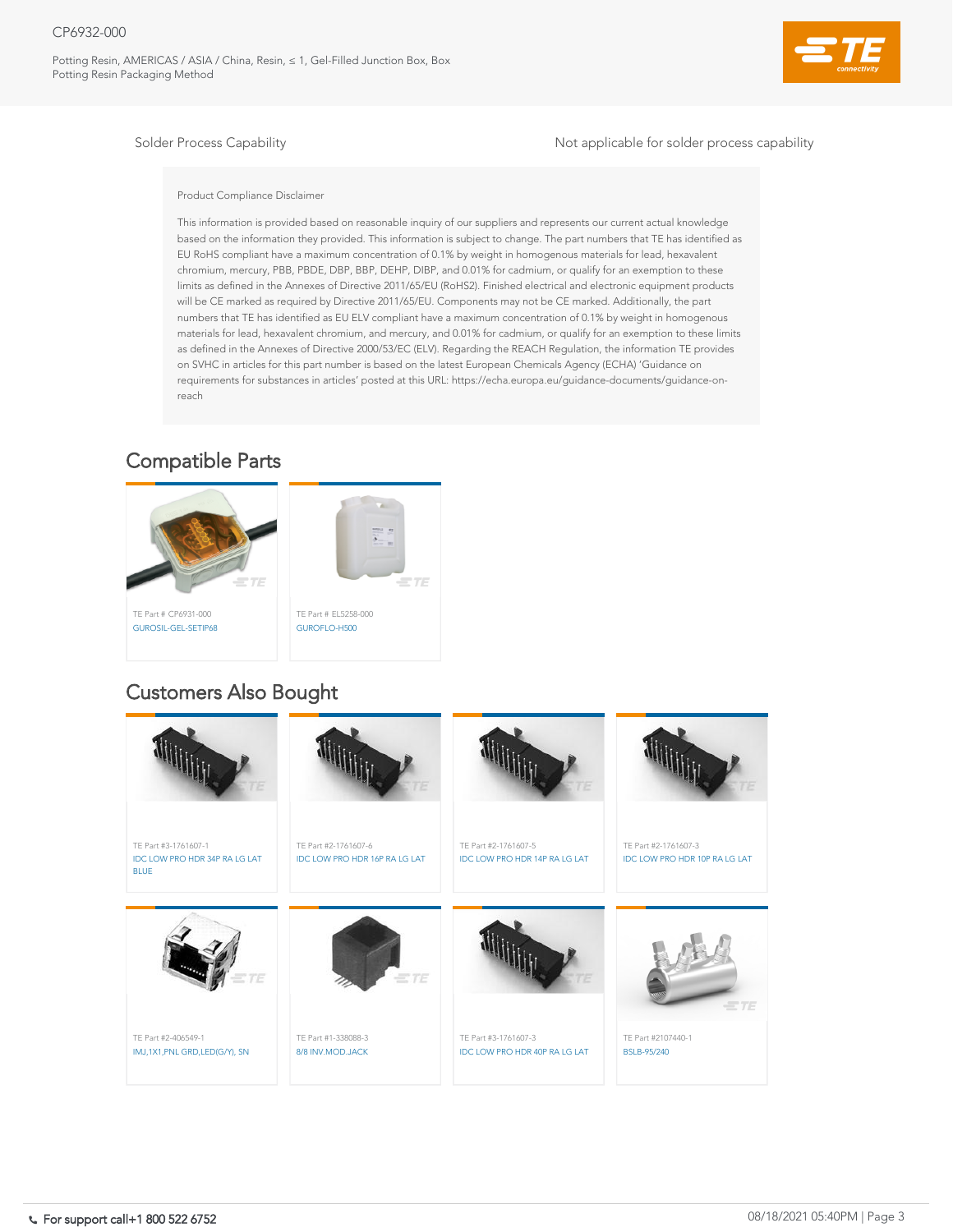| Solder Process Capability | Not applicable for solder process capability |
| --- | --- |

Product Compliance Disclaimer

This information is provided based on reasonable inquiry of our suppliers and represents our current actual knowledge based on the information they provided. This information is subject to change. The part numbers that TE has identified as EU RoHS compliant have a maximum concentration of 0.1% by weight in homogenous materials for lead, hexavalent chromium, mercury, PBB, PBDE, DBP, BBP, DEHP, DIBP, and 0.01% for cadmium, or qualify for an exemption to these limits as defined in the Annexes of Directive 2011/65/EU (RoHS2). Finished electrical and electronic equipment products will be CE marked as required by Directive 2011/65/EU. Components may not be CE marked. Additionally, the part numbers that TE has identified as EU ELV compliant have a maximum concentration of 0.1% by weight in homogenous materials for lead, hexavalent chromium, and mercury, and 0.01% for cadmium, or qualify for an exemption to these limits as defined in the Annexes of Directive 2000/53/EC (ELV). Regarding the REACH Regulation, the information TE provides on SVHC in articles for this part number is based on the latest European Chemicals Agency (ECHA) 'Guidance on requirements for substances in articles' posted at this URL: https://echa.europa.eu/guidance-documents/guidance-on-reach

## Compatible Parts

- TE Part # CP6931-000
  GUROSIL-GEL-SETIP68
- TE Part # EL5258-000
  GUROFLO-H500

## Customers Also Bought

- TE Part #3-1761607-1
  IDC LOW PRO HDR 34P RA LG LAT BLUE
- TE Part #2-1761607-6
  IDC LOW PRO HDR 16P RA LG LAT
- TE Part #2-1761607-5
  IDC LOW PRO HDR 14P RA LG LAT
- TE Part #2-1761607-3
  IDC LOW PRO HDR 10P RA LG LAT
- TE Part #2-406549-1
  IMJ,1X1,PNL GRD,LED(G/Y), SN
- TE Part #1-338088-3
  8/8 INV.MOD.JACK
- TE Part #3-1761607-3
  IDC LOW PRO HDR 40P RA LG LAT
- TE Part #2107440-1
  BSLB-95/240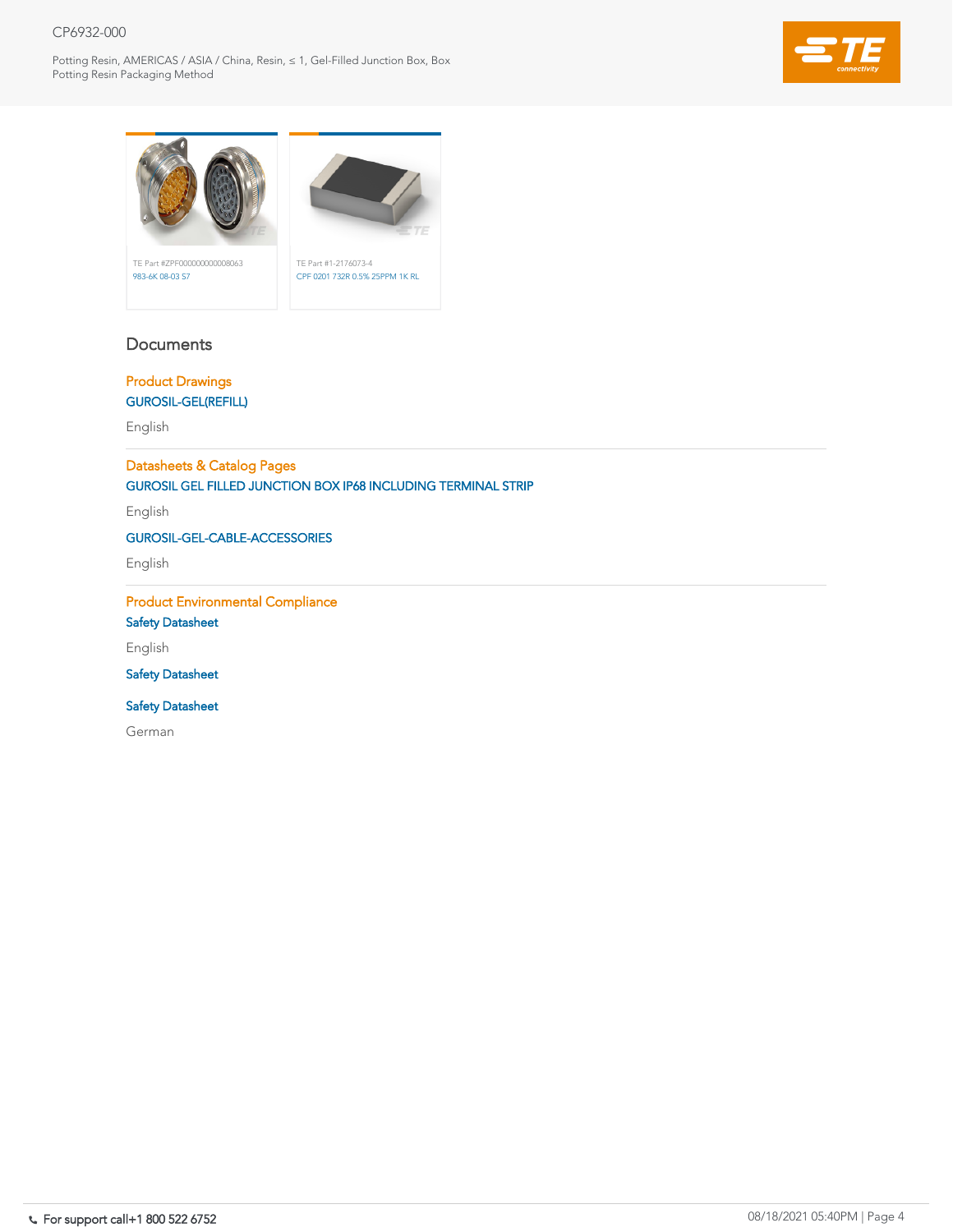TE Part #ZPF000000000008063
983-6K 08-03 S7

TE Part #1-2176073-4
CPF 0201 732R 0.5% 25PPM 1K RL

## Documents

### Product Drawings

GUROSIL-GEL(REFILL)

English

### Datasheets & Catalog Pages

GUROSIL GEL FILLED JUNCTION BOX IP68 INCLUDING TERMINAL STRIP

English

GUROSIL-GEL-CABLE-ACCESSORIES

English

### Product Environmental Compliance

Safety Datasheet

English

Safety Datasheet

Safety Datasheet

German